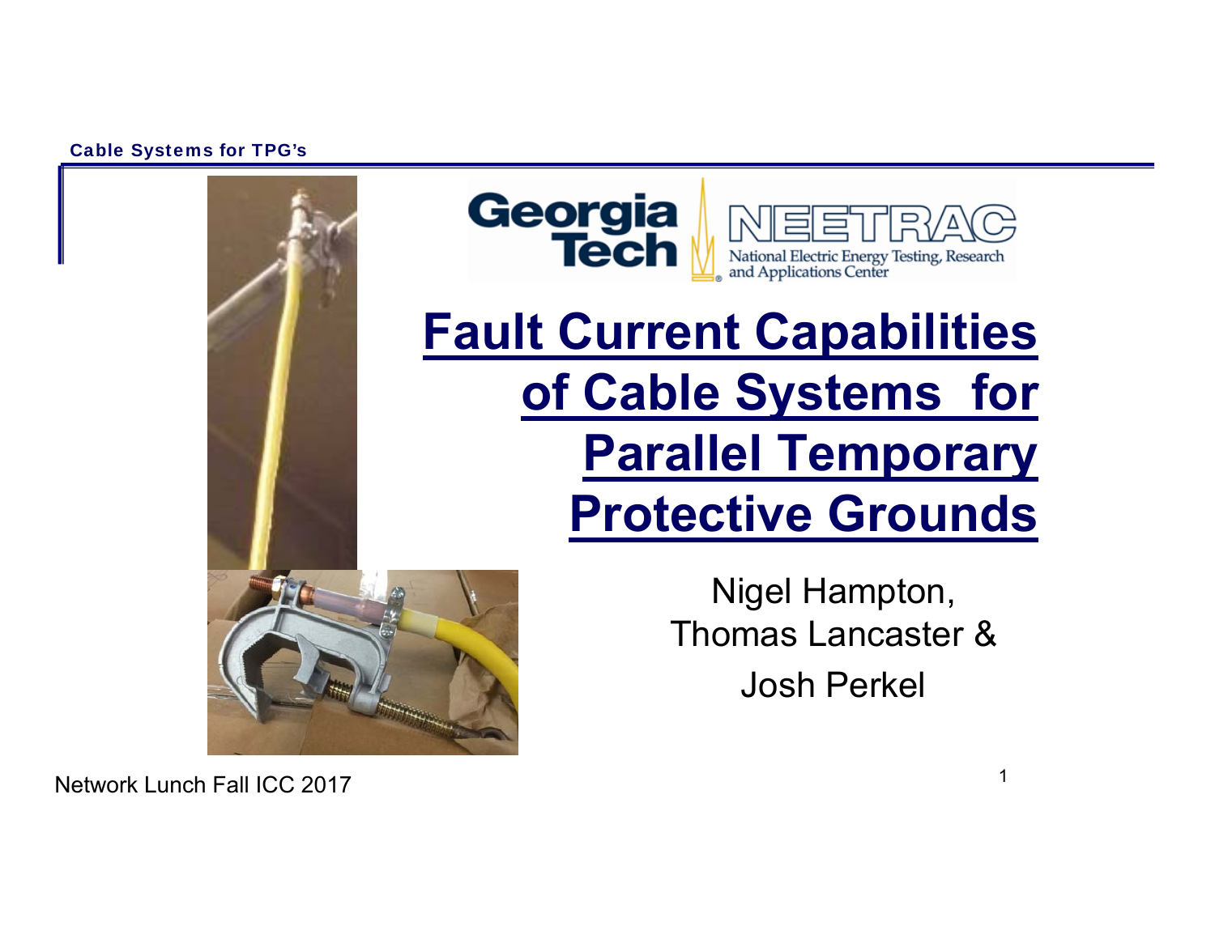# Fault Current Capabilities of Cable Systems for Parallel Temporary Protective Grounds

Nigel Hampton, Thomas Lancaster & Josh Perkel

Network Lunch Fall ICC 2017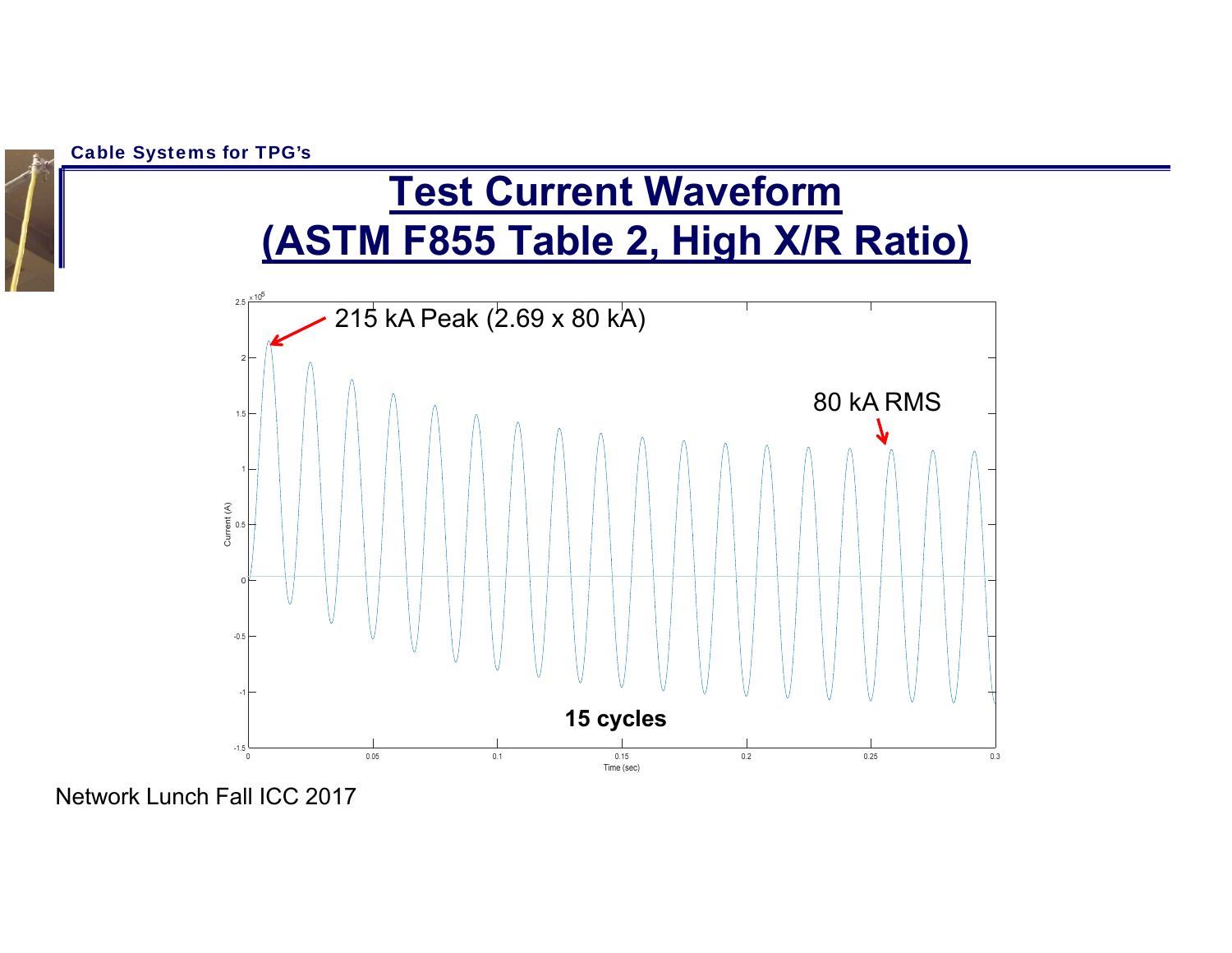# Test Current Waveform (ASTM F855 Table 2, High X/R Ratio)

215 kA Peak (2.69 x 80 kA)

80 kA RMS

15 cycles

Current (A)

$\times 10^5$

2.5

2

1.5

1

0.5

0

-0.5

-1

-1.5

Time (sec)

0

0.05

0.1

0.15

0.2

0.25

0.3

Network Lunch Fall ICC 2017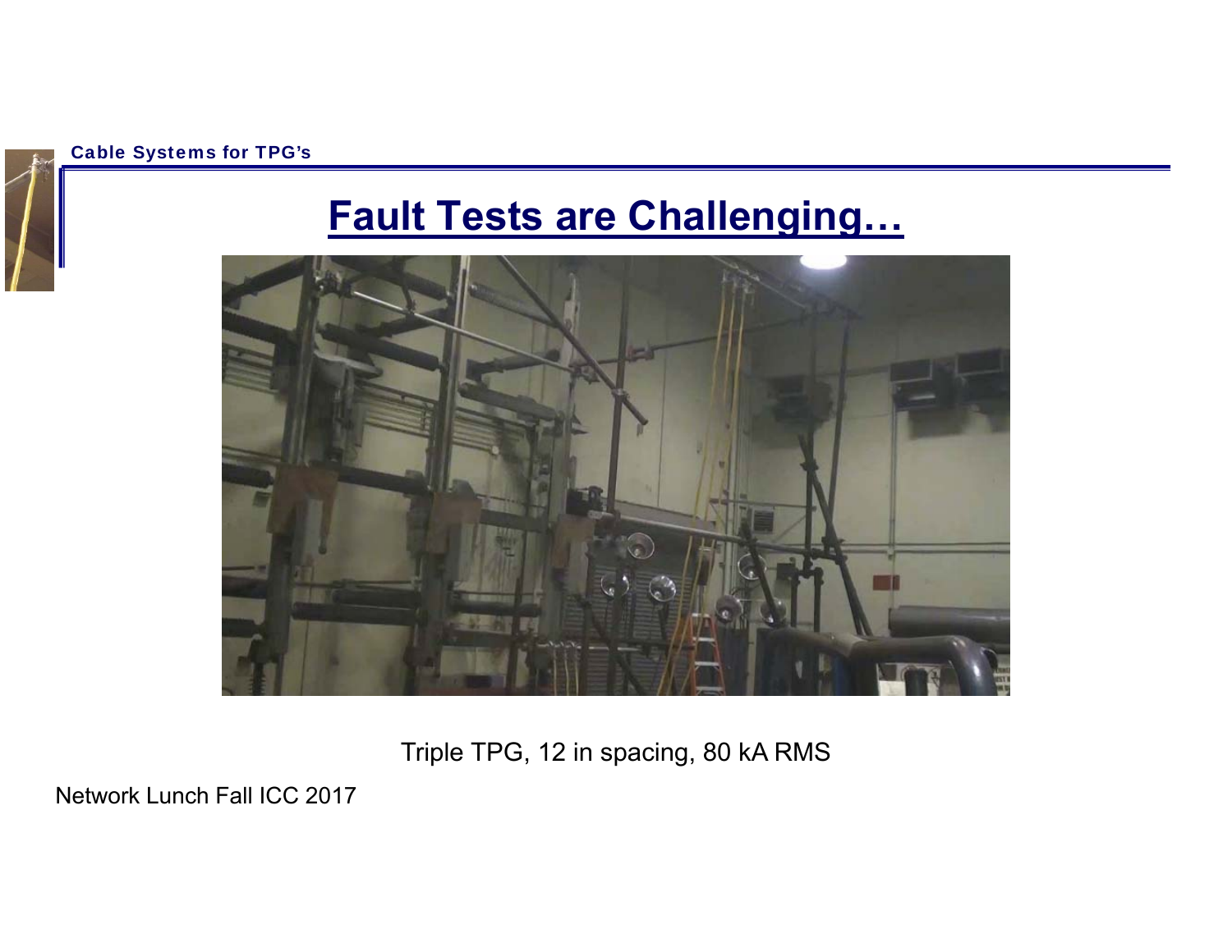## Fault Tests are Challenging…

Triple TPG, 12 in spacing, 80 kA RMS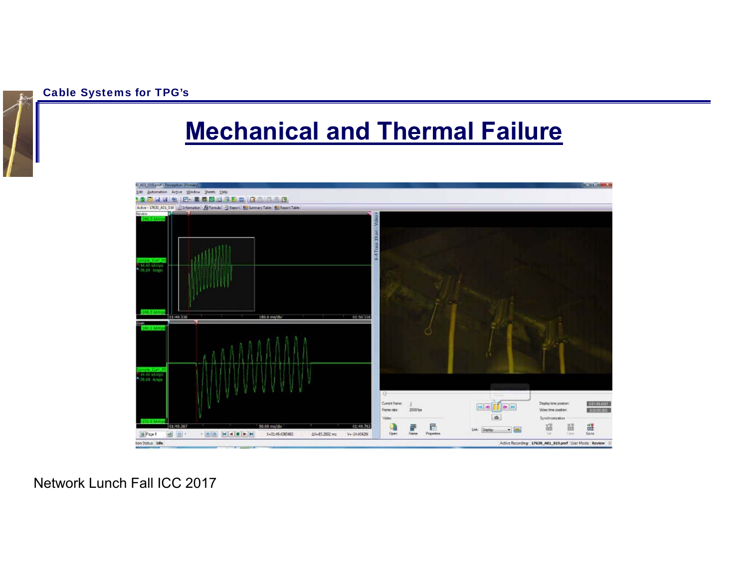# Mechanical and Thermal Failure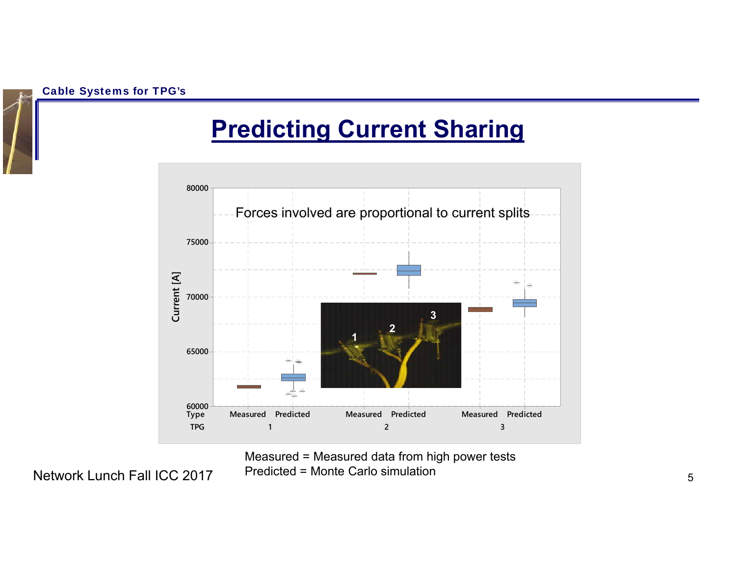## Predicting Current Sharing

Forces involved are proportional to current splits

80000
75000
70000
65000
60000

Current [A]

Type Measured Predicted Measured Predicted Measured Predicted

TPG 1 2 3

1 2 3

Measured = Measured data from high power tests
Predicted = Monte Carlo simulation

Network Lunch Fall ICC 2017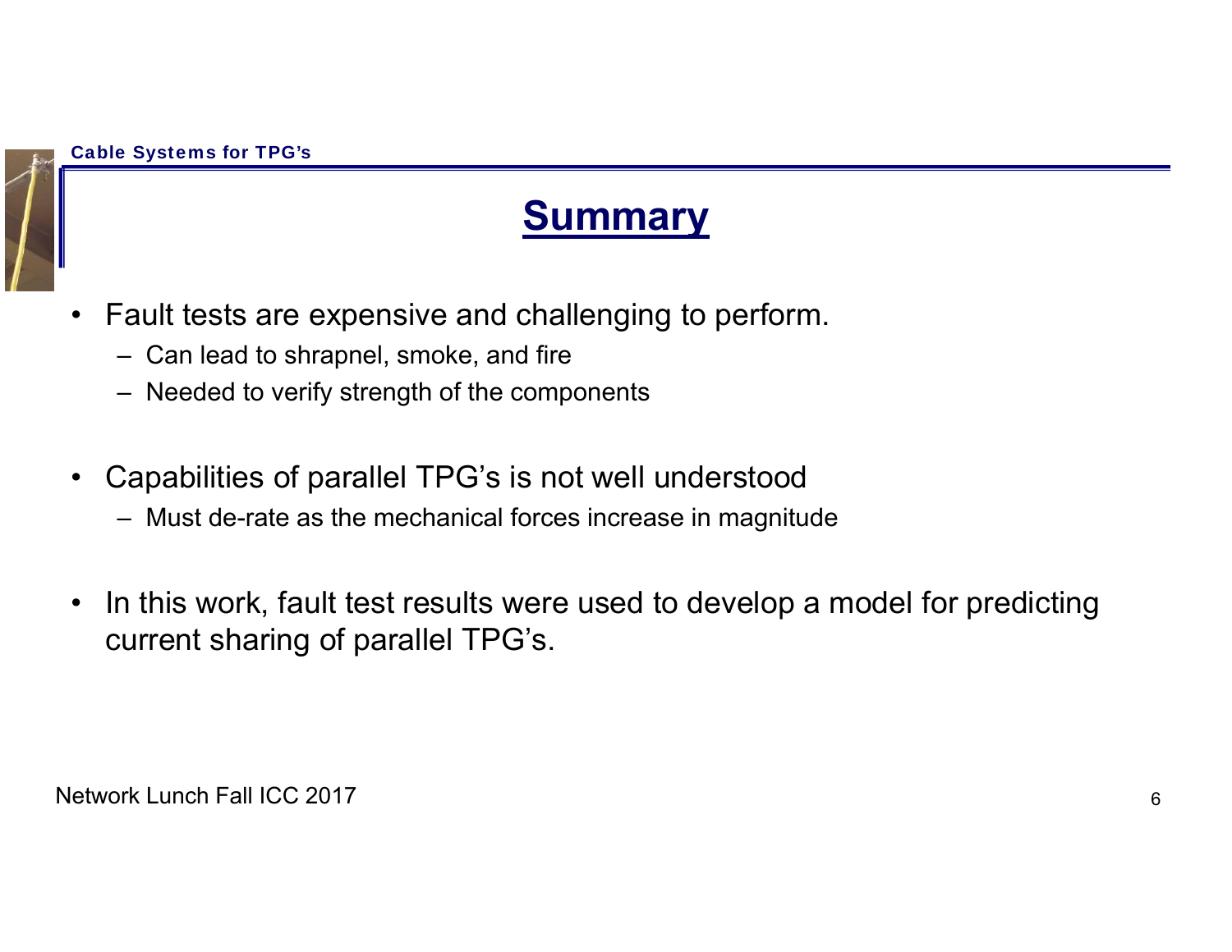# Summary

- Fault tests are expensive and challenging to perform.
  - Can lead to shrapnel, smoke, and fire
  - Needed to verify strength of the components
- Capabilities of parallel TPG's is not well understood
  - Must de-rate as the mechanical forces increase in magnitude
- In this work, fault test results were used to develop a model for predicting current sharing of parallel TPG's.